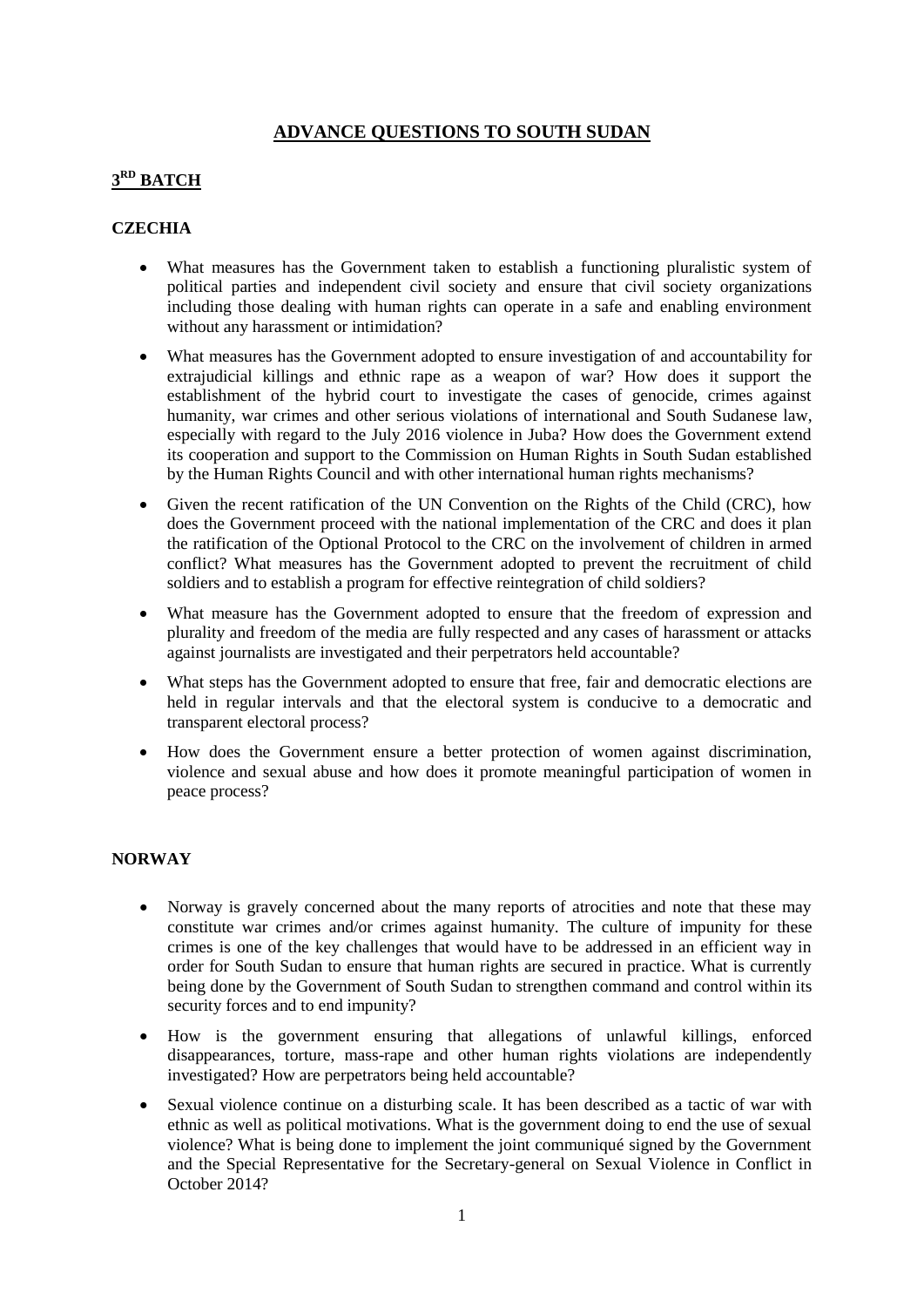# ADVANCE QUESTIONS TO SOUTH SUDAN

## 3RD BATCH

### CZECHIA

- What measures has the Government taken to establish a functioning pluralistic system of political parties and independent civil society and ensure that civil society organizations including those dealing with human rights can operate in a safe and enabling environment without any harassment or intimidation?

- What measures has the Government adopted to ensure investigation of and accountability for extrajudicial killings and ethnic rape as a weapon of war? How does it support the establishment of the hybrid court to investigate the cases of genocide, crimes against humanity, war crimes and other serious violations of international and South Sudanese law, especially with regard to the July 2016 violence in Juba? How does the Government extend its cooperation and support to the Commission on Human Rights in South Sudan established by the Human Rights Council and with other international human rights mechanisms?

- Given the recent ratification of the UN Convention on the Rights of the Child (CRC), how does the Government proceed with the national implementation of the CRC and does it plan the ratification of the Optional Protocol to the CRC on the involvement of children in armed conflict? What measures has the Government adopted to prevent the recruitment of child soldiers and to establish a program for effective reintegration of child soldiers?

- What measure has the Government adopted to ensure that the freedom of expression and plurality and freedom of the media are fully respected and any cases of harassment or attacks against journalists are investigated and their perpetrators held accountable?

- What steps has the Government adopted to ensure that free, fair and democratic elections are held in regular intervals and that the electoral system is conducive to a democratic and transparent electoral process?

- How does the Government ensure a better protection of women against discrimination, violence and sexual abuse and how does it promote meaningful participation of women in peace process?

### NORWAY

- Norway is gravely concerned about the many reports of atrocities and note that these may constitute war crimes and/or crimes against humanity. The culture of impunity for these crimes is one of the key challenges that would have to be addressed in an efficient way in order for South Sudan to ensure that human rights are secured in practice. What is currently being done by the Government of South Sudan to strengthen command and control within its security forces and to end impunity?

- How is the government ensuring that allegations of unlawful killings, enforced disappearances, torture, mass-rape and other human rights violations are independently investigated? How are perpetrators being held accountable?

- Sexual violence continue on a disturbing scale. It has been described as a tactic of war with ethnic as well as political motivations. What is the government doing to end the use of sexual violence? What is being done to implement the joint communiqué signed by the Government and the Special Representative for the Secretary-general on Sexual Violence in Conflict in October 2014?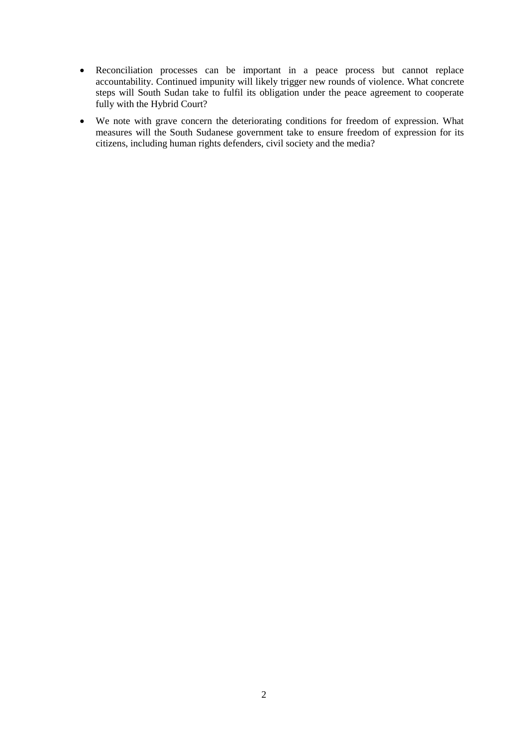- Reconciliation processes can be important in a peace process but cannot replace accountability. Continued impunity will likely trigger new rounds of violence. What concrete steps will South Sudan take to fulfil its obligation under the peace agreement to cooperate fully with the Hybrid Court?
- We note with grave concern the deteriorating conditions for freedom of expression. What measures will the South Sudanese government take to ensure freedom of expression for its citizens, including human rights defenders, civil society and the media?